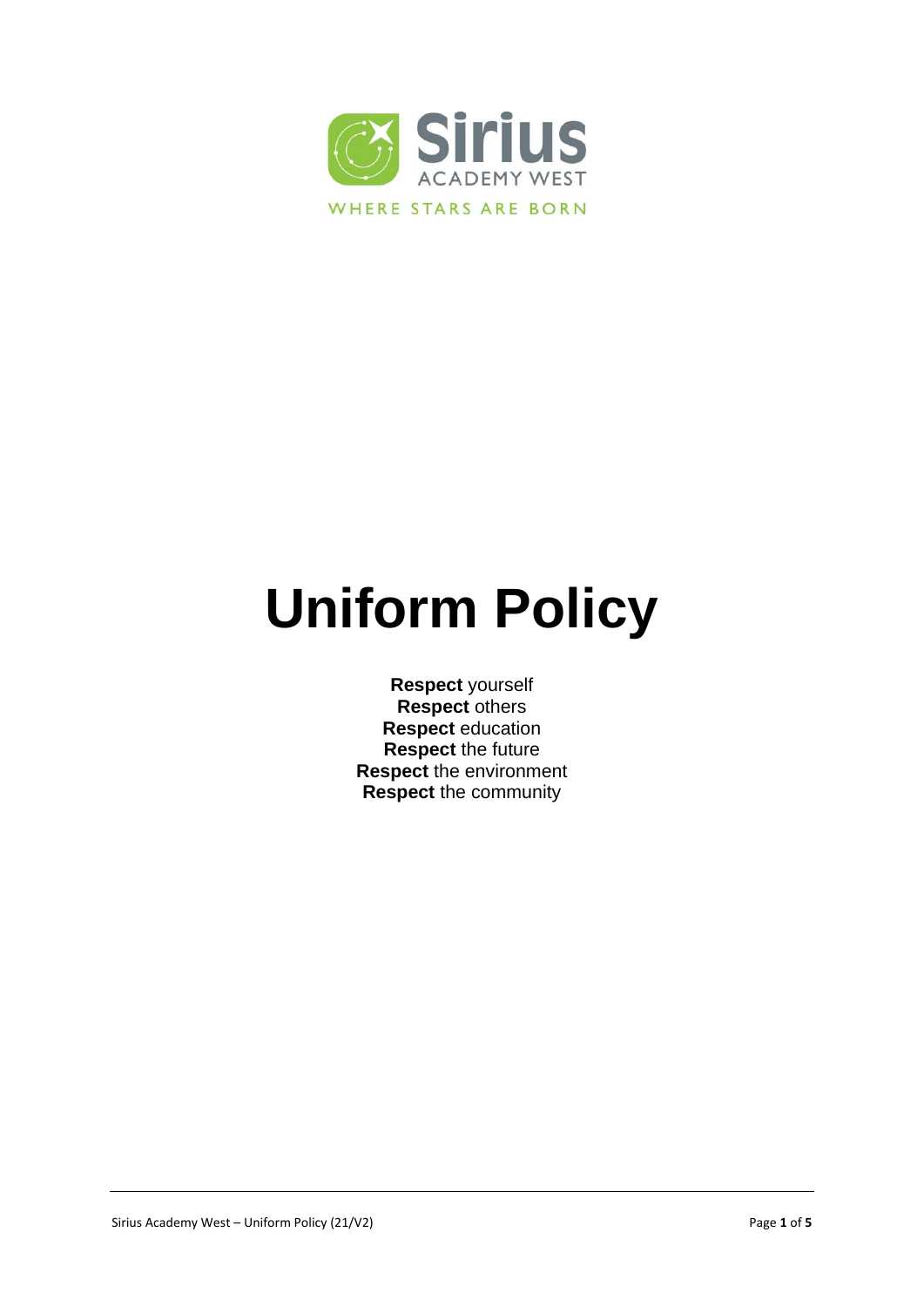Sirius

ACADEMY WEST

WHERE STARS ARE BORN

# Uniform Policy

**Respect** yourself
**Respect** others
**Respect** education
**Respect** the future
**Respect** the environment
**Respect** the community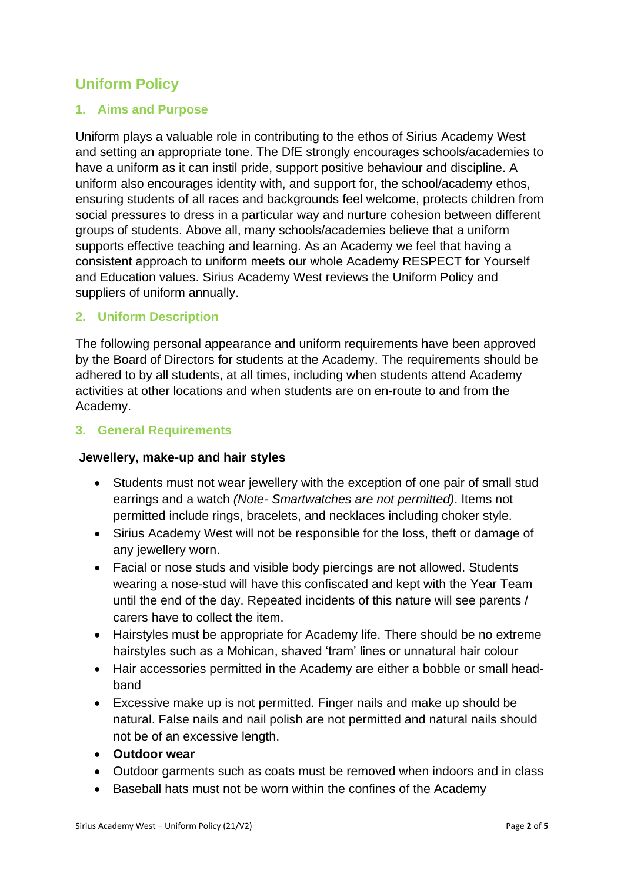## Uniform Policy

### 1. Aims and Purpose

Uniform plays a valuable role in contributing to the ethos of Sirius Academy West and setting an appropriate tone. The DfE strongly encourages schools/academies to have a uniform as it can instil pride, support positive behaviour and discipline. A uniform also encourages identity with, and support for, the school/academy ethos, ensuring students of all races and backgrounds feel welcome, protects children from social pressures to dress in a particular way and nurture cohesion between different groups of students. Above all, many schools/academies believe that a uniform supports effective teaching and learning. As an Academy we feel that having a consistent approach to uniform meets our whole Academy RESPECT for Yourself and Education values. Sirius Academy West reviews the Uniform Policy and suppliers of uniform annually.

### 2. Uniform Description

The following personal appearance and uniform requirements have been approved by the Board of Directors for students at the Academy. The requirements should be adhered to by all students, at all times, including when students attend Academy activities at other locations and when students are on en-route to and from the Academy.

### 3. General Requirements

**Jewellery, make-up and hair styles**

- Students must not wear jewellery with the exception of one pair of small stud earrings and a watch *(Note- Smartwatches are not permitted)*. Items not permitted include rings, bracelets, and necklaces including choker style.
- Sirius Academy West will not be responsible for the loss, theft or damage of any jewellery worn.
- Facial or nose studs and visible body piercings are not allowed. Students wearing a nose-stud will have this confiscated and kept with the Year Team until the end of the day. Repeated incidents of this nature will see parents / carers have to collect the item.
- Hairstyles must be appropriate for Academy life. There should be no extreme hairstyles such as a Mohican, shaved 'tram' lines or unnatural hair colour
- Hair accessories permitted in the Academy are either a bobble or small head-band
- Excessive make up is not permitted. Finger nails and make up should be natural. False nails and nail polish are not permitted and natural nails should not be of an excessive length.
- **Outdoor wear**
- Outdoor garments such as coats must be removed when indoors and in class
- Baseball hats must not be worn within the confines of the Academy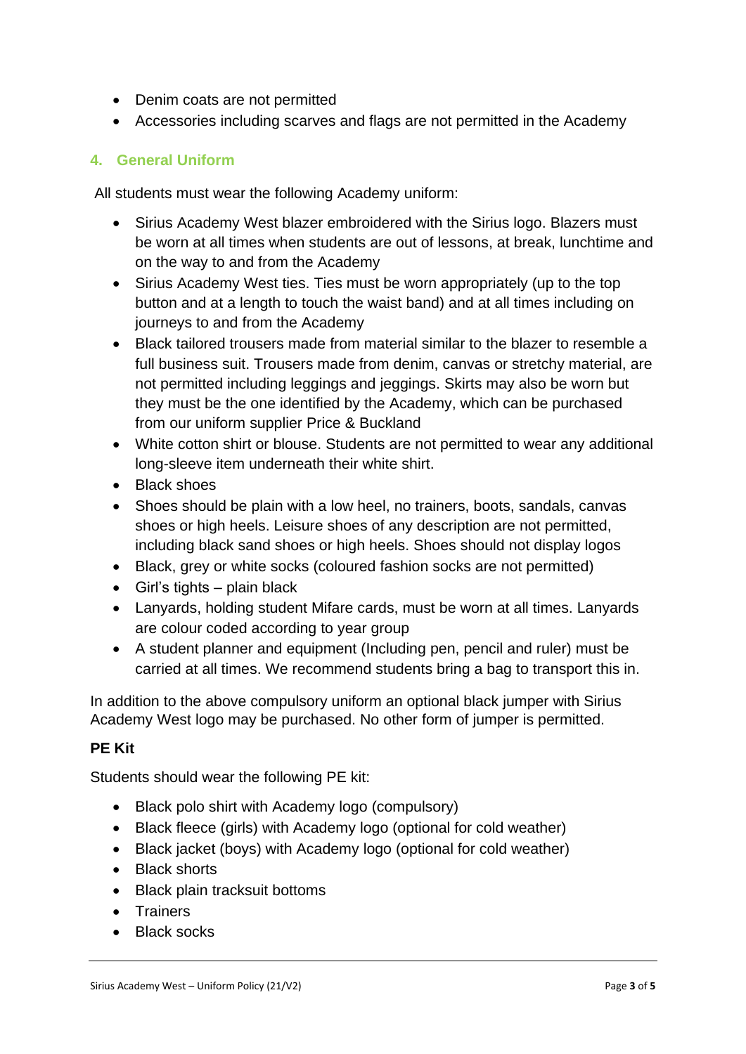- Denim coats are not permitted
- Accessories including scarves and flags are not permitted in the Academy

## 4. General Uniform

All students must wear the following Academy uniform:

- Sirius Academy West blazer embroidered with the Sirius logo. Blazers must be worn at all times when students are out of lessons, at break, lunchtime and on the way to and from the Academy
- Sirius Academy West ties. Ties must be worn appropriately (up to the top button and at a length to touch the waist band) and at all times including on journeys to and from the Academy
- Black tailored trousers made from material similar to the blazer to resemble a full business suit. Trousers made from denim, canvas or stretchy material, are not permitted including leggings and jeggings. Skirts may also be worn but they must be the one identified by the Academy, which can be purchased from our uniform supplier Price & Buckland
- White cotton shirt or blouse. Students are not permitted to wear any additional long-sleeve item underneath their white shirt.
- Black shoes
- Shoes should be plain with a low heel, no trainers, boots, sandals, canvas shoes or high heels. Leisure shoes of any description are not permitted, including black sand shoes or high heels. Shoes should not display logos
- Black, grey or white socks (coloured fashion socks are not permitted)
- Girl's tights – plain black
- Lanyards, holding student Mifare cards, must be worn at all times. Lanyards are colour coded according to year group
- A student planner and equipment (Including pen, pencil and ruler) must be carried at all times. We recommend students bring a bag to transport this in.

In addition to the above compulsory uniform an optional black jumper with Sirius Academy West logo may be purchased. No other form of jumper is permitted.

**PE Kit**

Students should wear the following PE kit:

- Black polo shirt with Academy logo (compulsory)
- Black fleece (girls) with Academy logo (optional for cold weather)
- Black jacket (boys) with Academy logo (optional for cold weather)
- Black shorts
- Black plain tracksuit bottoms
- Trainers
- Black socks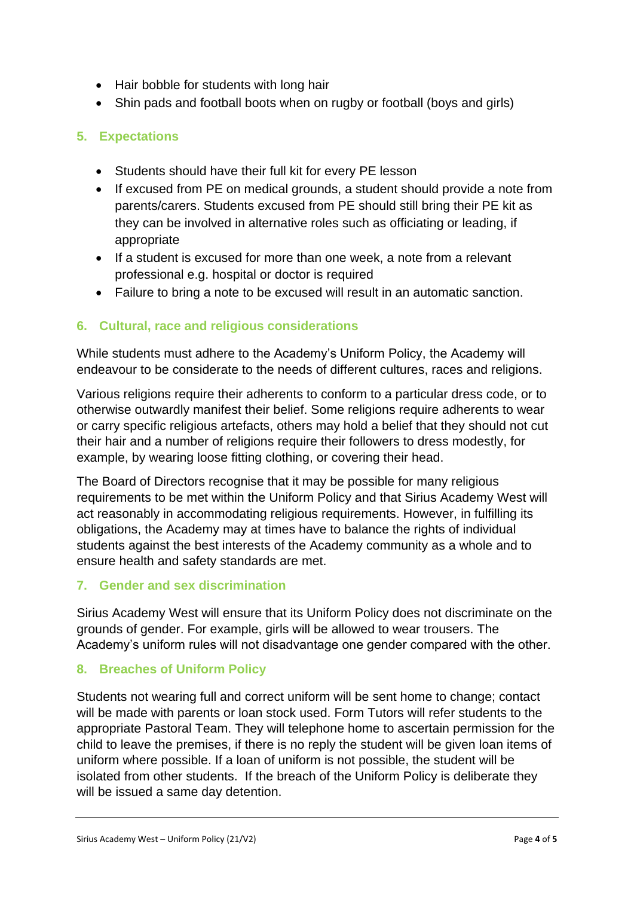- Hair bobble for students with long hair
- Shin pads and football boots when on rugby or football (boys and girls)

## 5. Expectations

- Students should have their full kit for every PE lesson
- If excused from PE on medical grounds, a student should provide a note from parents/carers. Students excused from PE should still bring their PE kit as they can be involved in alternative roles such as officiating or leading, if appropriate
- If a student is excused for more than one week, a note from a relevant professional e.g. hospital or doctor is required
- Failure to bring a note to be excused will result in an automatic sanction.

## 6. Cultural, race and religious considerations

While students must adhere to the Academy's Uniform Policy, the Academy will endeavour to be considerate to the needs of different cultures, races and religions.

Various religions require their adherents to conform to a particular dress code, or to otherwise outwardly manifest their belief. Some religions require adherents to wear or carry specific religious artefacts, others may hold a belief that they should not cut their hair and a number of religions require their followers to dress modestly, for example, by wearing loose fitting clothing, or covering their head.

The Board of Directors recognise that it may be possible for many religious requirements to be met within the Uniform Policy and that Sirius Academy West will act reasonably in accommodating religious requirements. However, in fulfilling its obligations, the Academy may at times have to balance the rights of individual students against the best interests of the Academy community as a whole and to ensure health and safety standards are met.

## 7. Gender and sex discrimination

Sirius Academy West will ensure that its Uniform Policy does not discriminate on the grounds of gender. For example, girls will be allowed to wear trousers. The Academy's uniform rules will not disadvantage one gender compared with the other.

## 8. Breaches of Uniform Policy

Students not wearing full and correct uniform will be sent home to change; contact will be made with parents or loan stock used. Form Tutors will refer students to the appropriate Pastoral Team. They will telephone home to ascertain permission for the child to leave the premises, if there is no reply the student will be given loan items of uniform where possible. If a loan of uniform is not possible, the student will be isolated from other students. If the breach of the Uniform Policy is deliberate they will be issued a same day detention.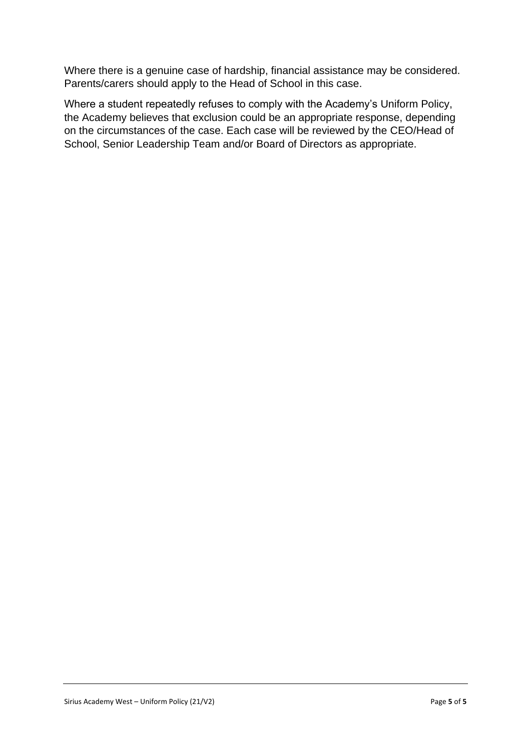Where there is a genuine case of hardship, financial assistance may be considered. Parents/carers should apply to the Head of School in this case.

Where a student repeatedly refuses to comply with the Academy's Uniform Policy, the Academy believes that exclusion could be an appropriate response, depending on the circumstances of the case. Each case will be reviewed by the CEO/Head of School, Senior Leadership Team and/or Board of Directors as appropriate.